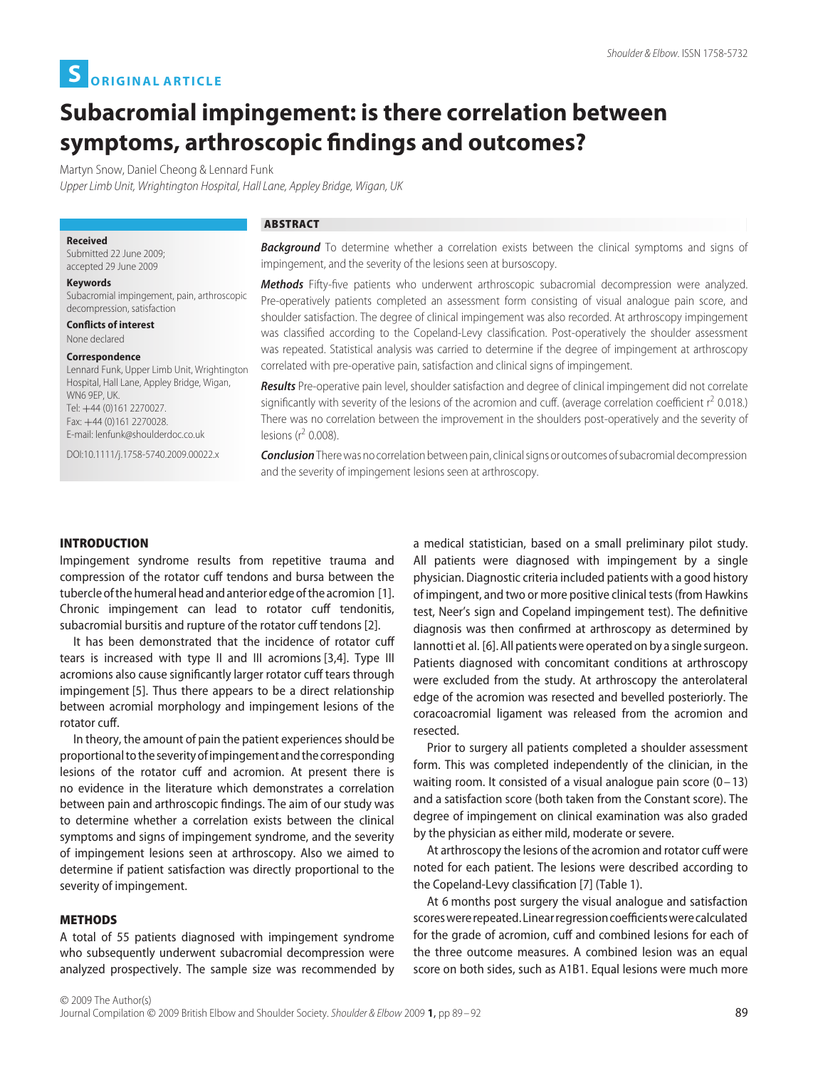**S ORIGINAL ARTICLE**

# Subacromial impingement: is there correlation between symptoms, arthroscopic findings and outcomes?

Martyn Snow, Daniel Cheong & Lennard Funk

*Upper Limb Unit, Wrightington Hospital, Hall Lane, Appley Bridge, Wigan, UK*

**Received**
Submitted 22 June 2009; accepted 29 June 2009

**Keywords**
Subacromial impingement, pain, arthroscopic decompression, satisfaction

**Conflicts of interest**
None declared

**Correspondence**
Lennard Funk, Upper Limb Unit, Wrightington Hospital, Hall Lane, Appley Bridge, Wigan, WN6 9EP, UK.
Tel: +44 (0)161 2270027.
Fax: +44 (0)161 2270028.
E-mail: lenfunk@shoulderdoc.co.uk

DOI:10.1111/j.1758-5740.2009.00022.x

## ABSTRACT

***Background*** To determine whether a correlation exists between the clinical symptoms and signs of impingement, and the severity of the lesions seen at bursoscopy.

***Methods*** Fifty-five patients who underwent arthroscopic subacromial decompression were analyzed. Pre-operatively patients completed an assessment form consisting of visual analogue pain score, and shoulder satisfaction. The degree of clinical impingement was also recorded. At arthroscopy impingement was classified according to the Copeland-Levy classification. Post-operatively the shoulder assessment was repeated. Statistical analysis was carried to determine if the degree of impingement at arthroscopy correlated with pre-operative pain, satisfaction and clinical signs of impingement.

***Results*** Pre-operative pain level, shoulder satisfaction and degree of clinical impingement did not correlate significantly with severity of the lesions of the acromion and cuff. (average correlation coefficient $r^2$ 0.018.) There was no correlation between the improvement in the shoulders post-operatively and the severity of lesions ($r^2$ 0.008).

***Conclusion*** There was no correlation between pain, clinical signs or outcomes of subacromial decompression and the severity of impingement lesions seen at arthroscopy.

## INTRODUCTION

Impingement syndrome results from repetitive trauma and compression of the rotator cuff tendons and bursa between the tubercle of the humeral head and anterior edge of the acromion [1]. Chronic impingement can lead to rotator cuff tendonitis, subacromial bursitis and rupture of the rotator cuff tendons [2].

It has been demonstrated that the incidence of rotator cuff tears is increased with type II and III acromions [3,4]. Type III acromions also cause significantly larger rotator cuff tears through impingement [5]. Thus there appears to be a direct relationship between acromial morphology and impingement lesions of the rotator cuff.

In theory, the amount of pain the patient experiences should be proportional to the severity of impingement and the corresponding lesions of the rotator cuff and acromion. At present there is no evidence in the literature which demonstrates a correlation between pain and arthroscopic findings. The aim of our study was to determine whether a correlation exists between the clinical symptoms and signs of impingement syndrome, and the severity of impingement lesions seen at arthroscopy. Also we aimed to determine if patient satisfaction was directly proportional to the severity of impingement.

## METHODS

A total of 55 patients diagnosed with impingement syndrome who subsequently underwent subacromial decompression were analyzed prospectively. The sample size was recommended by a medical statistician, based on a small preliminary pilot study. All patients were diagnosed with impingement by a single physician. Diagnostic criteria included patients with a good history of impingent, and two or more positive clinical tests (from Hawkins test, Neer's sign and Copeland impingement test). The definitive diagnosis was then confirmed at arthroscopy as determined by Iannotti et al. [6]. All patients were operated on by a single surgeon. Patients diagnosed with concomitant conditions at arthroscopy were excluded from the study. At arthroscopy the anterolateral edge of the acromion was resected and bevelled posteriorly. The coracoacromial ligament was released from the acromion and resected.

Prior to surgery all patients completed a shoulder assessment form. This was completed independently of the clinician, in the waiting room. It consisted of a visual analogue pain score (0–13) and a satisfaction score (both taken from the Constant score). The degree of impingement on clinical examination was also graded by the physician as either mild, moderate or severe.

At arthroscopy the lesions of the acromion and rotator cuff were noted for each patient. The lesions were described according to the Copeland-Levy classification [7] (Table 1).

At 6 months post surgery the visual analogue and satisfaction scores were repeated. Linear regression coefficients were calculated for the grade of acromion, cuff and combined lesions for each of the three outcome measures. A combined lesion was an equal score on both sides, such as A1B1. Equal lesions were much more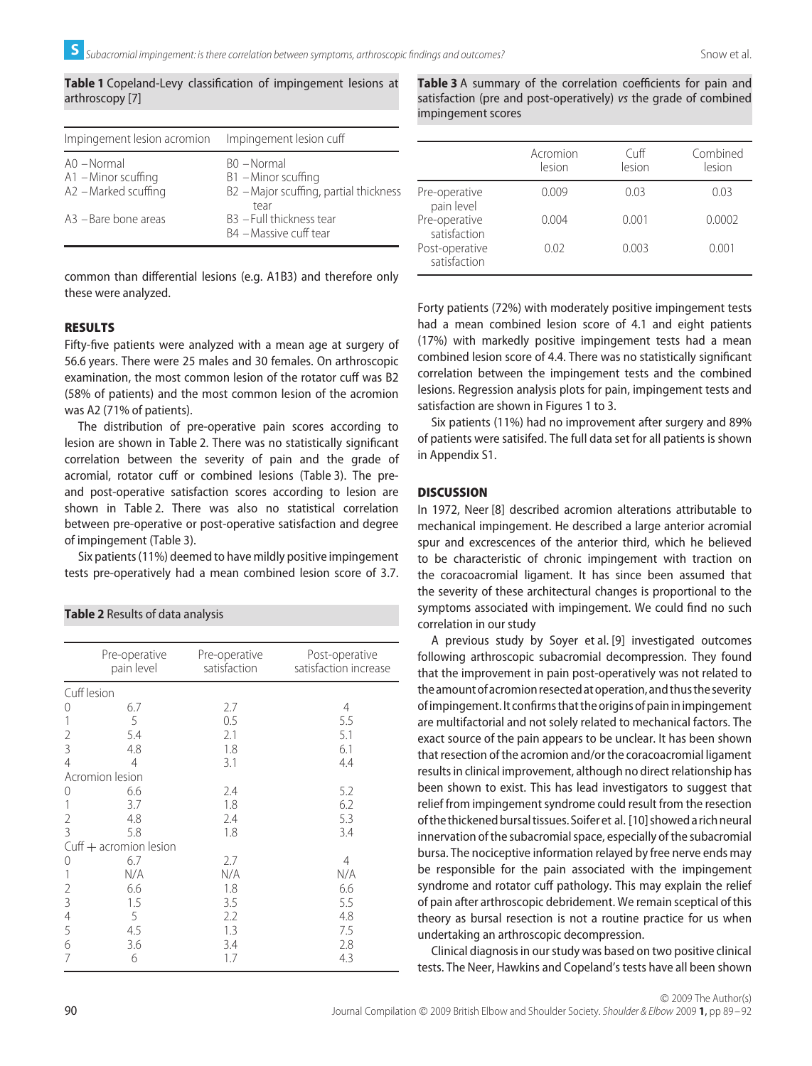**Table 1** Copeland-Levy classification of impingement lesions at arthroscopy [7]

| Impingement lesion acromion | Impingement lesion cuff |
|---|---|
| A0 – Normal | B0 – Normal |
| A1 – Minor scuffing | B1 – Minor scuffing |
| A2 – Marked scuffing | B2 – Major scuffing, partial thickness tear |
| A3 – Bare bone areas | B3 – Full thickness tear |
| | B4 – Massive cuff tear |

common than differential lesions (e.g. A1B3) and therefore only these were analyzed.

## RESULTS

Fifty-five patients were analyzed with a mean age at surgery of 56.6 years. There were 25 males and 30 females. On arthroscopic examination, the most common lesion of the rotator cuff was B2 (58% of patients) and the most common lesion of the acromion was A2 (71% of patients).

The distribution of pre-operative pain scores according to lesion are shown in Table 2. There was no statistically significant correlation between the severity of pain and the grade of acromial, rotator cuff or combined lesions (Table 3). The pre- and post-operative satisfaction scores according to lesion are shown in Table 2. There was also no statistical correlation between pre-operative or post-operative satisfaction and degree of impingement (Table 3).

Six patients (11%) deemed to have mildly positive impingement tests pre-operatively had a mean combined lesion score of 3.7.

**Table 2** Results of data analysis

| | Pre-operative pain level | Pre-operative satisfaction | Post-operative satisfaction increase |
|---|---|---|---|
| Cuff lesion | | | |
| 0 | 6.7 | 2.7 | 4 |
| 1 | 5 | 0.5 | 5.5 |
| 2 | 5.4 | 2.1 | 5.1 |
| 3 | 4.8 | 1.8 | 6.1 |
| 4 | 4 | 3.1 | 4.4 |
| Acromion lesion | | | |
| 0 | 6.6 | 2.4 | 5.2 |
| 1 | 3.7 | 1.8 | 6.2 |
| 2 | 4.8 | 2.4 | 5.3 |
| 3 | 5.8 | 1.8 | 3.4 |
| Cuff + acromion lesion | | | |
| 0 | 6.7 | 2.7 | 4 |
| 1 | N/A | N/A | N/A |
| 2 | 6.6 | 1.8 | 6.6 |
| 3 | 1.5 | 3.5 | 5.5 |
| 4 | 5 | 2.2 | 4.8 |
| 5 | 4.5 | 1.3 | 7.5 |
| 6 | 3.6 | 3.4 | 2.8 |
| 7 | 6 | 1.7 | 4.3 |

**Table 3** A summary of the correlation coefficients for pain and satisfaction (pre and post-operatively) *vs* the grade of combined impingement scores

| | Acromion lesion | Cuff lesion | Combined lesion |
|---|---|---|---|
| Pre-operative pain level | 0.009 | 0.03 | 0.03 |
| Pre-operative satisfaction | 0.004 | 0.001 | 0.0002 |
| Post-operative satisfaction | 0.02 | 0.003 | 0.001 |

Forty patients (72%) with moderately positive impingement tests had a mean combined lesion score of 4.1 and eight patients (17%) with markedly positive impingement tests had a mean combined lesion score of 4.4. There was no statistically significant correlation between the impingement tests and the combined lesions. Regression analysis plots for pain, impingement tests and satisfaction are shown in Figures 1 to 3.

Six patients (11%) had no improvement after surgery and 89% of patients were satisifed. The full data set for all patients is shown in Appendix S1.

## DISCUSSION

In 1972, Neer [8] described acromion alterations attributable to mechanical impingement. He described a large anterior acromial spur and excrescences of the anterior third, which he believed to be characteristic of chronic impingement with traction on the coracoacromial ligament. It has since been assumed that the severity of these architectural changes is proportional to the symptoms associated with impingement. We could find no such correlation in our study

A previous study by Soyer et al. [9] investigated outcomes following arthroscopic subacromial decompression. They found that the improvement in pain post-operatively was not related to the amount of acromion resected at operation, and thus the severity of impingement. It confirms that the origins of pain in impingement are multifactorial and not solely related to mechanical factors. The exact source of the pain appears to be unclear. It has been shown that resection of the acromion and/or the coracoacromial ligament results in clinical improvement, although no direct relationship has been shown to exist. This has lead investigators to suggest that relief from impingement syndrome could result from the resection of the thickened bursal tissues. Soifer et al. [10] showed a rich neural innervation of the subacromial space, especially of the subacromial bursa. The nociceptive information relayed by free nerve ends may be responsible for the pain associated with the impingement syndrome and rotator cuff pathology. This may explain the relief of pain after arthroscopic debridement. We remain sceptical of this theory as bursal resection is not a routine practice for us when undertaking an arthroscopic decompression.

Clinical diagnosis in our study was based on two positive clinical tests. The Neer, Hawkins and Copeland's tests have all been shown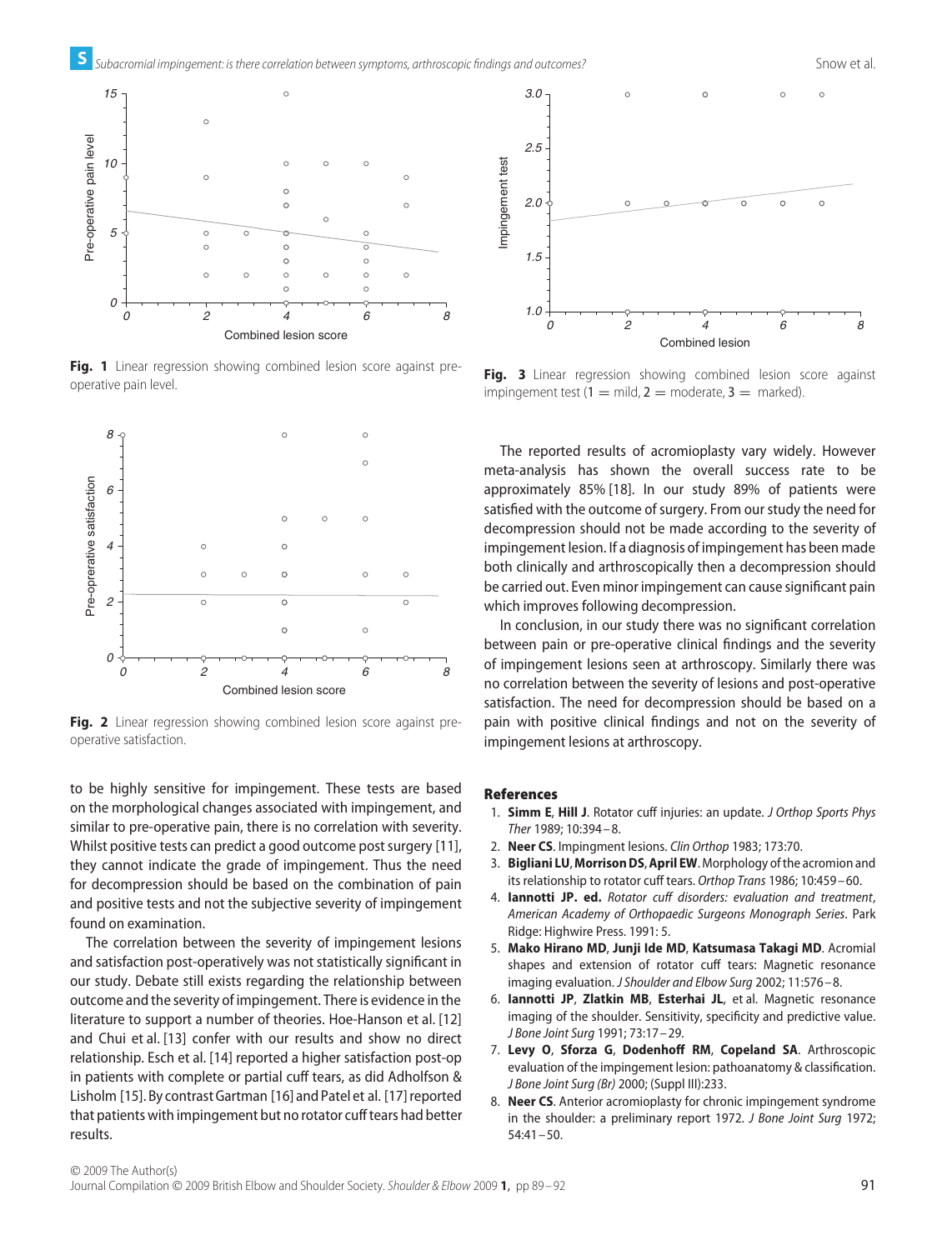Fig. 1 Linear regression showing combined lesion score against pre-operative pain level.

Fig. 2 Linear regression showing combined lesion score against pre-operative satisfaction.

Fig. 3 Linear regression showing combined lesion score against impingement test (1 = mild, 2 = moderate, 3 = marked).

to be highly sensitive for impingement. These tests are based on the morphological changes associated with impingement, and similar to pre-operative pain, there is no correlation with severity. Whilst positive tests can predict a good outcome post surgery [11], they cannot indicate the grade of impingement. Thus the need for decompression should be based on the combination of pain and positive tests and not the subjective severity of impingement found on examination.

The correlation between the severity of impingement lesions and satisfaction post-operatively was not statistically significant in our study. Debate still exists regarding the relationship between outcome and the severity of impingement. There is evidence in the literature to support a number of theories. Hoe-Hanson et al. [12] and Chui et al. [13] confer with our results and show no direct relationship. Esch et al. [14] reported a higher satisfaction post-op in patients with complete or partial cuff tears, as did Adholfson & Lisholm [15]. By contrast Gartman [16] and Patel et al. [17] reported that patients with impingement but no rotator cuff tears had better results.

The reported results of acromioplasty vary widely. However meta-analysis has shown the overall success rate to be approximately 85% [18]. In our study 89% of patients were satisfied with the outcome of surgery. From our study the need for decompression should not be made according to the severity of impingement lesion. If a diagnosis of impingement has been made both clinically and arthroscopically then a decompression should be carried out. Even minor impingement can cause significant pain which improves following decompression.

In conclusion, in our study there was no significant correlation between pain or pre-operative clinical findings and the severity of impingement lesions seen at arthroscopy. Similarly there was no correlation between the severity of lesions and post-operative satisfaction. The need for decompression should be based on a pain with positive clinical findings and not on the severity of impingement lesions at arthroscopy.

## References

1. **Simm E**, **Hill J**. Rotator cuff injuries: an update. *J Orthop Sports Phys Ther* 1989; 10:394–8.
2. **Neer CS**. Impingment lesions. *Clin Orthop* 1983; 173:70.
3. **Bigliani LU**, **Morrison DS**, **April EW**. Morphology of the acromion and its relationship to rotator cuff tears. *Orthop Trans* 1986; 10:459–60.
4. **Iannotti JP. ed.** *Rotator cuff disorders: evaluation and treatment*, *American Academy of Orthopaedic Surgeons Monograph Series*. Park Ridge: Highwire Press. 1991: 5.
5. **Mako Hirano MD**, **Junji Ide MD**, **Katsumasa Takagi MD**. Acromial shapes and extension of rotator cuff tears: Magnetic resonance imaging evaluation. *J Shoulder and Elbow Surg* 2002; 11:576–8.
6. **Iannotti JP**, **Zlatkin MB**, **Esterhai JL**, et al. Magnetic resonance imaging of the shoulder. Sensitivity, specificity and predictive value. *J Bone Joint Surg* 1991; 73:17–29.
7. **Levy O**, **Sforza G**, **Dodenhoff RM**, **Copeland SA**. Arthroscopic evaluation of the impingement lesion: pathoanatomy & classification. *J Bone Joint Surg (Br)* 2000; (Suppl III):233.
8. **Neer CS**. Anterior acromioplasty for chronic impingement syndrome in the shoulder: a preliminary report 1972. *J Bone Joint Surg* 1972; 54:41–50.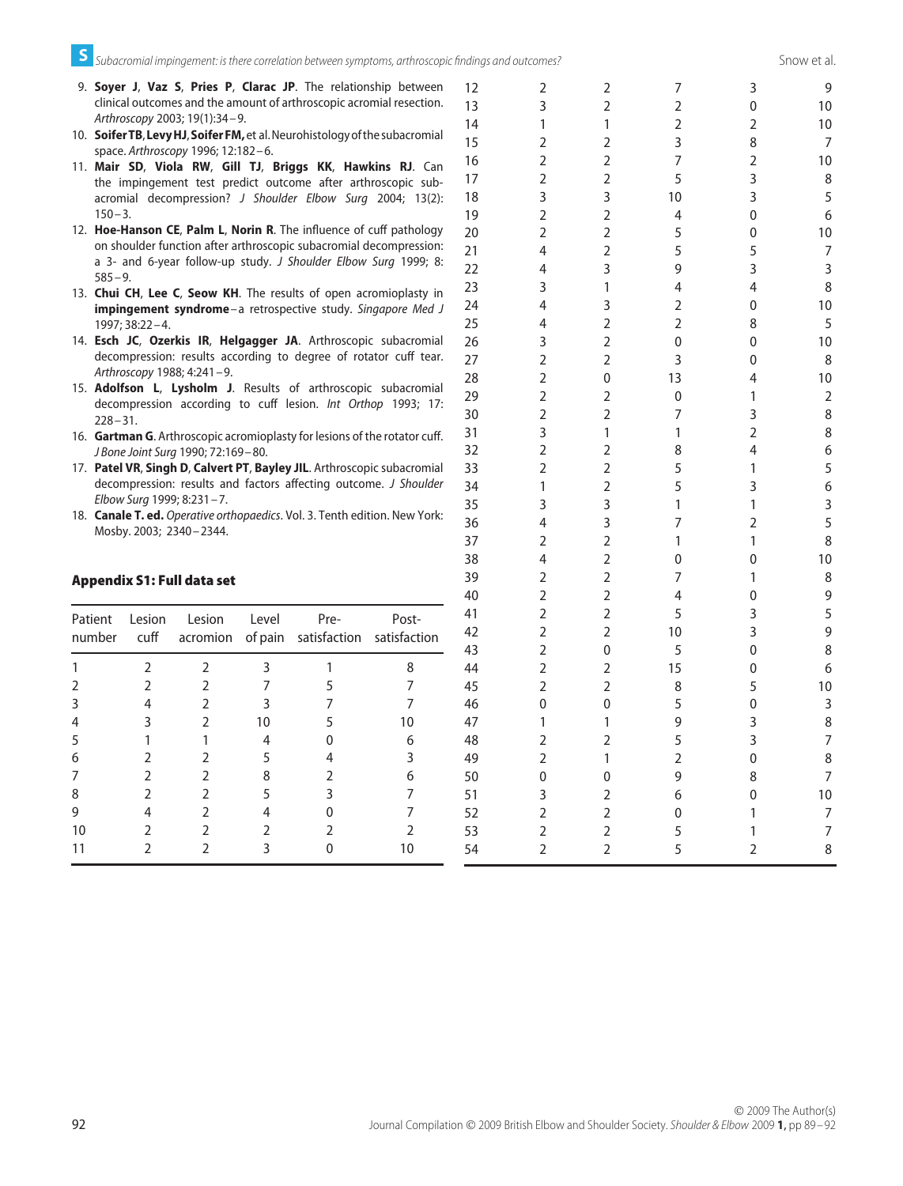9. **Soyer J**, **Vaz S**, **Pries P**, **Clarac JP**. The relationship between clinical outcomes and the amount of arthroscopic acromial resection. *Arthroscopy* 2003; 19(1):34–9.
10. **Soifer TB**, **Levy HJ**, **Soifer FM**, et al. Neurohistology of the subacromial space. *Arthroscopy* 1996; 12:182–6.
11. **Mair SD**, **Viola RW**, **Gill TJ**, **Briggs KK**, **Hawkins RJ**. Can the impingement test predict outcome after arthroscopic subacromial decompression? *J Shoulder Elbow Surg* 2004; 13(2): 150–3.
12. **Hoe-Hanson CE**, **Palm L**, **Norin R**. The influence of cuff pathology on shoulder function after arthroscopic subacromial decompression: a 3- and 6-year follow-up study. *J Shoulder Elbow Surg* 1999; 8: 585–9.
13. **Chui CH**, **Lee C**, **Seow KH**. The results of open acromioplasty in **impingement syndrome** – a retrospective study. *Singapore Med J* 1997; 38:22–4.
14. **Esch JC**, **Ozerkis IR**, **Helgagger JA**. Arthroscopic subacromial decompression: results according to degree of rotator cuff tear. *Arthroscopy* 1988; 4:241–9.
15. **Adolfson L**, **Lysholm J**. Results of arthroscopic subacromial decompression according to cuff lesion. *Int Orthop* 1993; 17: 228–31.
16. **Gartman G**. Arthroscopic acromioplasty for lesions of the rotator cuff. *J Bone Joint Surg* 1990; 72:169–80.
17. **Patel VR**, **Singh D**, **Calvert PT**, **Bayley JIL**. Arthroscopic subacromial decompression: results and factors affecting outcome. *J Shoulder Elbow Surg* 1999; 8:231–7.
18. **Canale T. ed.** *Operative orthopaedics*. Vol. 3. Tenth edition. New York: Mosby. 2003; 2340–2344.

## Appendix S1: Full data set

| Patient number | Lesion cuff | Lesion acromion | Level of pain | Pre-satisfaction | Post-satisfaction |
|---|---|---|---|---|---|
| 1 | 2 | 2 | 3 | 1 | 8 |
| 2 | 2 | 2 | 7 | 5 | 7 |
| 3 | 4 | 2 | 3 | 7 | 7 |
| 4 | 3 | 2 | 10 | 5 | 10 |
| 5 | 1 | 1 | 4 | 0 | 6 |
| 6 | 2 | 2 | 5 | 4 | 3 |
| 7 | 2 | 2 | 8 | 2 | 6 |
| 8 | 2 | 2 | 5 | 3 | 7 |
| 9 | 4 | 2 | 4 | 0 | 7 |
| 10 | 2 | 2 | 2 | 2 | 2 |
| 11 | 2 | 2 | 3 | 0 | 10 |
| 12 | 2 | 2 | 7 | 3 | 9 |
| 13 | 3 | 2 | 2 | 0 | 10 |
| 14 | 1 | 1 | 2 | 2 | 10 |
| 15 | 2 | 2 | 3 | 8 | 7 |
| 16 | 2 | 2 | 7 | 2 | 10 |
| 17 | 2 | 2 | 5 | 3 | 8 |
| 18 | 3 | 3 | 10 | 3 | 5 |
| 19 | 2 | 2 | 4 | 0 | 6 |
| 20 | 2 | 2 | 5 | 0 | 10 |
| 21 | 4 | 2 | 5 | 5 | 7 |
| 22 | 4 | 3 | 9 | 3 | 3 |
| 23 | 3 | 1 | 4 | 4 | 8 |
| 24 | 4 | 3 | 2 | 0 | 10 |
| 25 | 4 | 2 | 2 | 8 | 5 |
| 26 | 3 | 2 | 0 | 0 | 10 |
| 27 | 2 | 2 | 3 | 0 | 8 |
| 28 | 2 | 0 | 13 | 4 | 10 |
| 29 | 2 | 2 | 0 | 1 | 2 |
| 30 | 2 | 2 | 7 | 3 | 8 |
| 31 | 3 | 1 | 1 | 2 | 8 |
| 32 | 2 | 2 | 8 | 4 | 6 |
| 33 | 2 | 2 | 5 | 1 | 5 |
| 34 | 1 | 2 | 5 | 3 | 6 |
| 35 | 3 | 3 | 1 | 1 | 3 |
| 36 | 4 | 3 | 7 | 2 | 5 |
| 37 | 2 | 2 | 1 | 1 | 8 |
| 38 | 4 | 2 | 0 | 0 | 10 |
| 39 | 2 | 2 | 7 | 1 | 8 |
| 40 | 2 | 2 | 4 | 0 | 9 |
| 41 | 2 | 2 | 5 | 3 | 5 |
| 42 | 2 | 2 | 10 | 3 | 9 |
| 43 | 2 | 0 | 5 | 0 | 8 |
| 44 | 2 | 2 | 15 | 0 | 6 |
| 45 | 2 | 2 | 8 | 5 | 10 |
| 46 | 0 | 0 | 5 | 0 | 3 |
| 47 | 1 | 1 | 9 | 3 | 8 |
| 48 | 2 | 2 | 5 | 3 | 7 |
| 49 | 2 | 1 | 2 | 0 | 8 |
| 50 | 0 | 0 | 9 | 8 | 7 |
| 51 | 3 | 2 | 6 | 0 | 10 |
| 52 | 2 | 2 | 0 | 1 | 7 |
| 53 | 2 | 2 | 5 | 1 | 7 |
| 54 | 2 | 2 | 5 | 2 | 8 |